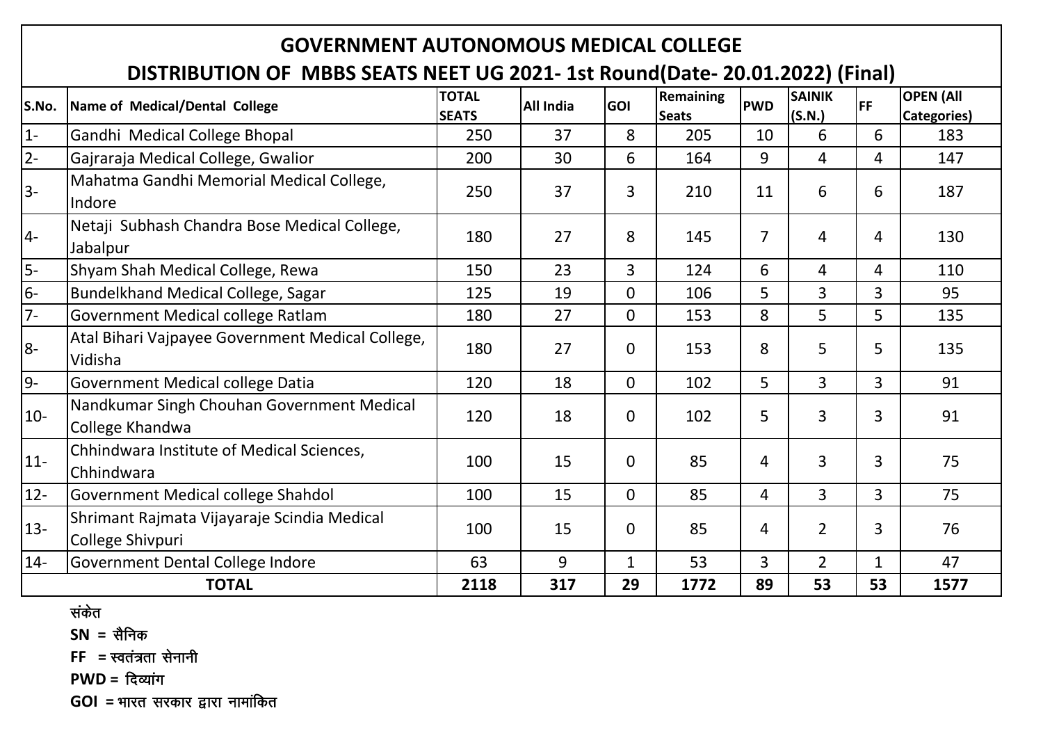# GOVERNMENT AUTONOMOUS MEDICAL COLLEGE

## DISTRIBUTION OF MBBS SEATS NEET UG 2021- 1st Round(Date- 20.01.2022) (Final)

| S.No. | Name of Medical/Dental College | TOTAL SEATS | All India | GOI | Remaining Seats | PWD | SAINIK (S.N.) | FF | OPEN (All Categories) |
|---|---|---|---|---|---|---|---|---|---|
| 1- | Gandhi Medical College Bhopal | 250 | 37 | 8 | 205 | 10 | 6 | 6 | 183 |
| 2- | Gajraraja Medical College, Gwalior | 200 | 30 | 6 | 164 | 9 | 4 | 4 | 147 |
| 3- | Mahatma Gandhi Memorial Medical College, Indore | 250 | 37 | 3 | 210 | 11 | 6 | 6 | 187 |
| 4- | Netaji Subhash Chandra Bose Medical College, Jabalpur | 180 | 27 | 8 | 145 | 7 | 4 | 4 | 130 |
| 5- | Shyam Shah Medical College, Rewa | 150 | 23 | 3 | 124 | 6 | 4 | 4 | 110 |
| 6- | Bundelkhand Medical College, Sagar | 125 | 19 | 0 | 106 | 5 | 3 | 3 | 95 |
| 7- | Government Medical college Ratlam | 180 | 27 | 0 | 153 | 8 | 5 | 5 | 135 |
| 8- | Atal Bihari Vajpayee Government Medical College, Vidisha | 180 | 27 | 0 | 153 | 8 | 5 | 5 | 135 |
| 9- | Government Medical college Datia | 120 | 18 | 0 | 102 | 5 | 3 | 3 | 91 |
| 10- | Nandkumar Singh Chouhan Government Medical College Khandwa | 120 | 18 | 0 | 102 | 5 | 3 | 3 | 91 |
| 11- | Chhindwara Institute of Medical Sciences, Chhindwara | 100 | 15 | 0 | 85 | 4 | 3 | 3 | 75 |
| 12- | Government Medical college Shahdol | 100 | 15 | 0 | 85 | 4 | 3 | 3 | 75 |
| 13- | Shrimant Rajmata Vijayaraje Scindia Medical College Shivpuri | 100 | 15 | 0 | 85 | 4 | 2 | 3 | 76 |
| 14- | Government Dental College Indore | 63 | 9 | 1 | 53 | 3 | 2 | 1 | 47 |
| | **TOTAL** | **2118** | **317** | **29** | **1772** | **89** | **53** | **53** | **1577** |

**संकेत**

**SN = सैनिक**

**FF = स्वतंत्रता सेनानी**

**PWD = दिव्यांग**

**GOI = भारत सरकार द्वारा नामांकित**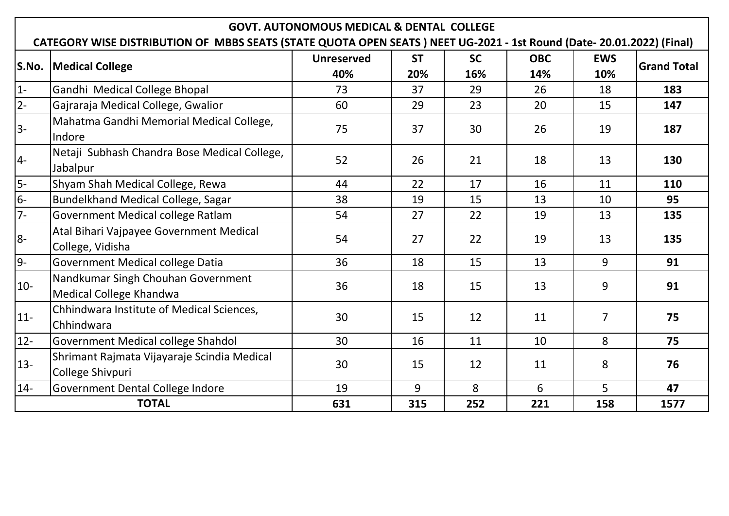# GOVT. AUTONOMOUS MEDICAL & DENTAL COLLEGE

## CATEGORY WISE DISTRIBUTION OF MBBS SEATS (STATE QUOTA OPEN SEATS ) NEET UG-2021 - 1st Round (Date- 20.01.2022) (Final)

| S.No. | Medical College | Unreserved 40% | ST 20% | SC 16% | OBC 14% | EWS 10% | Grand Total |
|---|---|---|---|---|---|---|---|
| 1- | Gandhi Medical College Bhopal | 73 | 37 | 29 | 26 | 18 | **183** |
| 2- | Gajraraja Medical College, Gwalior | 60 | 29 | 23 | 20 | 15 | **147** |
| 3- | Mahatma Gandhi Memorial Medical College, Indore | 75 | 37 | 30 | 26 | 19 | **187** |
| 4- | Netaji Subhash Chandra Bose Medical College, Jabalpur | 52 | 26 | 21 | 18 | 13 | **130** |
| 5- | Shyam Shah Medical College, Rewa | 44 | 22 | 17 | 16 | 11 | **110** |
| 6- | Bundelkhand Medical College, Sagar | 38 | 19 | 15 | 13 | 10 | **95** |
| 7- | Government Medical college Ratlam | 54 | 27 | 22 | 19 | 13 | **135** |
| 8- | Atal Bihari Vajpayee Government Medical College, Vidisha | 54 | 27 | 22 | 19 | 13 | **135** |
| 9- | Government Medical college Datia | 36 | 18 | 15 | 13 | 9 | **91** |
| 10- | Nandkumar Singh Chouhan Government Medical College Khandwa | 36 | 18 | 15 | 13 | 9 | **91** |
| 11- | Chhindwara Institute of Medical Sciences, Chhindwara | 30 | 15 | 12 | 11 | 7 | **75** |
| 12- | Government Medical college Shahdol | 30 | 16 | 11 | 10 | 8 | **75** |
| 13- | Shrimant Rajmata Vijayaraje Scindia Medical College Shivpuri | 30 | 15 | 12 | 11 | 8 | **76** |
| 14- | Government Dental College Indore | 19 | 9 | 8 | 6 | 5 | **47** |
| **TOTAL** | | **631** | **315** | **252** | **221** | **158** | **1577** |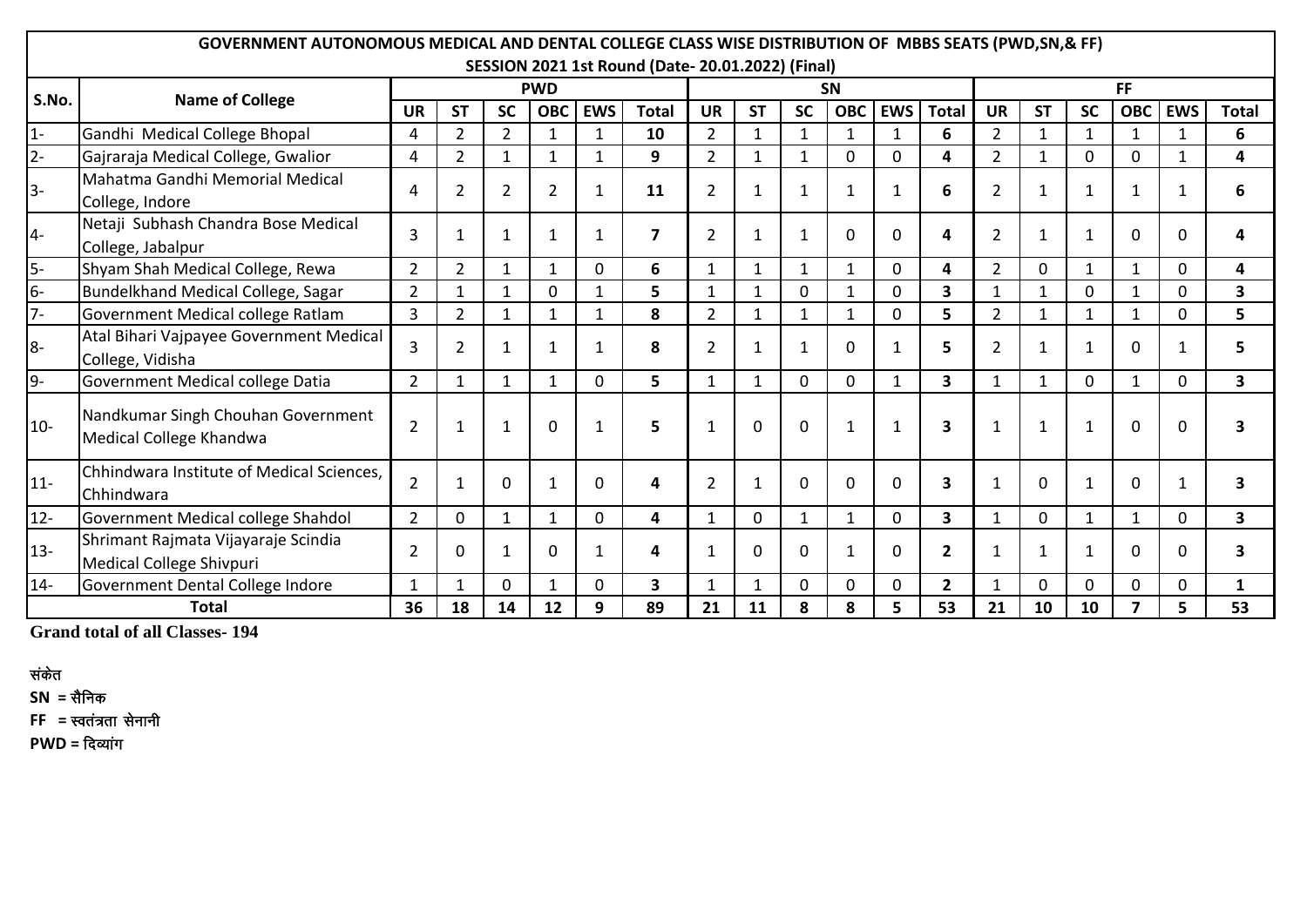| GOVERNMENT AUTONOMOUS MEDICAL AND DENTAL COLLEGE CLASS WISE DISTRIBUTION OF MBBS SEATS (PWD,SN,& FF) SESSION 2021 1st Round (Date- 20.01.2022) (Final) | | | | | | | | | | | | | | | | | | | | |
|---|---|---|---|---|---|---|---|---|---|---|---|---|---|---|---|---|---|---|---|
| S.No. | Name of College | PWD | | | | | | SN | | | | | | FF | | | | | |
| | | UR | ST | SC | OBC | EWS | Total | UR | ST | SC | OBC | EWS | Total | UR | ST | SC | OBC | EWS | Total |
| 1- | Gandhi Medical College Bhopal | 4 | 2 | 2 | 1 | 1 | **10** | 2 | 1 | 1 | 1 | 1 | **6** | 2 | 1 | 1 | 1 | 1 | **6** |
| 2- | Gajraraja Medical College, Gwalior | 4 | 2 | 1 | 1 | 1 | **9** | 2 | 1 | 1 | 0 | 0 | **4** | 2 | 1 | 0 | 0 | 1 | **4** |
| 3- | Mahatma Gandhi Memorial Medical College, Indore | 4 | 2 | 2 | 2 | 1 | **11** | 2 | 1 | 1 | 1 | 1 | **6** | 2 | 1 | 1 | 1 | 1 | **6** |
| 4- | Netaji Subhash Chandra Bose Medical College, Jabalpur | 3 | 1 | 1 | 1 | 1 | **7** | 2 | 1 | 1 | 0 | 0 | **4** | 2 | 1 | 1 | 0 | 0 | **4** |
| 5- | Shyam Shah Medical College, Rewa | 2 | 2 | 1 | 1 | 0 | **6** | 1 | 1 | 1 | 1 | 0 | **4** | 2 | 0 | 1 | 1 | 0 | **4** |
| 6- | Bundelkhand Medical College, Sagar | 2 | 1 | 1 | 0 | 1 | **5** | 1 | 1 | 0 | 1 | 0 | **3** | 1 | 1 | 0 | 1 | 0 | **3** |
| 7- | Government Medical college Ratlam | 3 | 2 | 1 | 1 | 1 | **8** | 2 | 1 | 1 | 1 | 0 | **5** | 2 | 1 | 1 | 1 | 0 | **5** |
| 8- | Atal Bihari Vajpayee Government Medical College, Vidisha | 3 | 2 | 1 | 1 | 1 | **8** | 2 | 1 | 1 | 0 | 1 | **5** | 2 | 1 | 1 | 0 | 1 | **5** |
| 9- | Government Medical college Datia | 2 | 1 | 1 | 1 | 0 | **5** | 1 | 1 | 0 | 0 | 1 | **3** | 1 | 1 | 0 | 1 | 0 | **3** |
| 10- | Nandkumar Singh Chouhan Government Medical College Khandwa | 2 | 1 | 1 | 0 | 1 | **5** | 1 | 0 | 0 | 1 | 1 | **3** | 1 | 1 | 1 | 0 | 0 | **3** |
| 11- | Chhindwara Institute of Medical Sciences, Chhindwara | 2 | 1 | 0 | 1 | 0 | **4** | 2 | 1 | 0 | 0 | 0 | **3** | 1 | 0 | 1 | 0 | 1 | **3** |
| 12- | Government Medical college Shahdol | 2 | 0 | 1 | 1 | 0 | **4** | 1 | 0 | 1 | 1 | 0 | **3** | 1 | 0 | 1 | 1 | 0 | **3** |
| 13- | Shrimant Rajmata Vijayaraje Scindia Medical College Shivpuri | 2 | 0 | 1 | 0 | 1 | **4** | 1 | 0 | 0 | 1 | 0 | **2** | 1 | 1 | 1 | 0 | 0 | **3** |
| 14- | Government Dental College Indore | 1 | 1 | 0 | 1 | 0 | **3** | 1 | 1 | 0 | 0 | 0 | **2** | 1 | 0 | 0 | 0 | 0 | **1** |
| **Total** | | **36** | **18** | **14** | **12** | **9** | **89** | **21** | **11** | **8** | **8** | **5** | **53** | **21** | **10** | **10** | **7** | **5** | **53** |

**Grand total of all Classes- 194**

**संकेत**

**SN = सैनिक**

**FF = स्वतंत्रता सेनानी**

**PWD = दिव्यांग**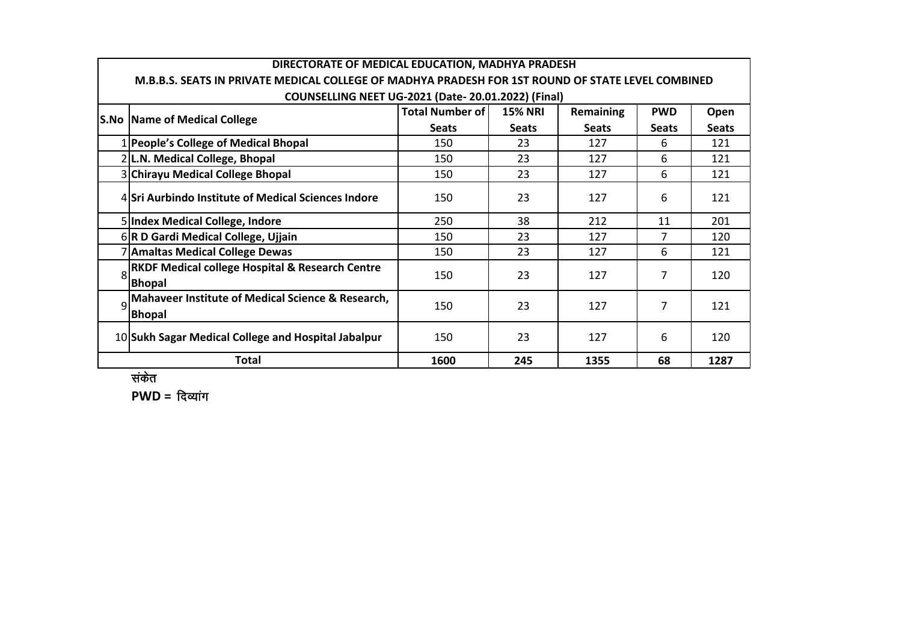| DIRECTORATE OF MEDICAL EDUCATION, MADHYA PRADESH<br>M.B.B.S. SEATS IN PRIVATE MEDICAL COLLEGE OF MADHYA PRADESH FOR 1ST ROUND OF STATE LEVEL COMBINED COUNSELLING NEET UG-2021 (Date- 20.01.2022) (Final) | | | | | | |
|---|---|---|---|---|---|---|
| **S.No** | **Name of Medical College** | **Total Number of Seats** | **15% NRI Seats** | **Remaining Seats** | **PWD Seats** | **Open Seats** |
| 1 | **People's College of Medical Bhopal** | 150 | 23 | 127 | 6 | 121 |
| 2 | **L.N. Medical College, Bhopal** | 150 | 23 | 127 | 6 | 121 |
| 3 | **Chirayu Medical College Bhopal** | 150 | 23 | 127 | 6 | 121 |
| 4 | **Sri Aurbindo Institute of Medical Sciences Indore** | 150 | 23 | 127 | 6 | 121 |
| 5 | **Index Medical College, Indore** | 250 | 38 | 212 | 11 | 201 |
| 6 | **R D Gardi Medical College, Ujjain** | 150 | 23 | 127 | 7 | 120 |
| 7 | **Amaltas Medical College Dewas** | 150 | 23 | 127 | 6 | 121 |
| 8 | **RKDF Medical college Hospital & Research Centre Bhopal** | 150 | 23 | 127 | 7 | 120 |
| 9 | **Mahaveer Institute of Medical Science & Research, Bhopal** | 150 | 23 | 127 | 7 | 121 |
| 10 | **Sukh Sagar Medical College and Hospital Jabalpur** | 150 | 23 | 127 | 6 | 120 |
| **Total** | | **1600** | **245** | **1355** | **68** | **1287** |

संकेत

**PWD =** दिव्यांग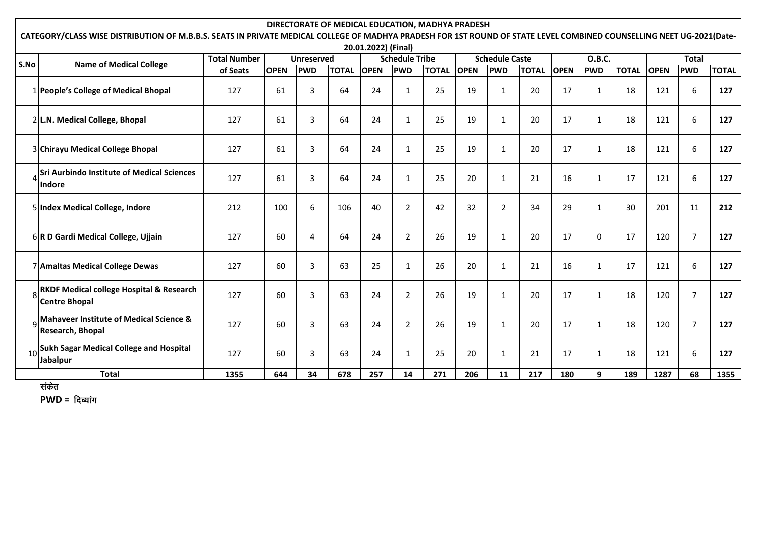**DIRECTORATE OF MEDICAL EDUCATION, MADHYA PRADESH**

**CATEGORY/CLASS WISE DISTRIBUTION OF M.B.B.S. SEATS IN PRIVATE MEDICAL COLLEGE OF MADHYA PRADESH FOR 1ST ROUND OF STATE LEVEL COMBINED COUNSELLING NEET UG-2021(Date-20.01.2022) (Final)**

| S.No | Name of Medical College | Total Number of Seats | Unreserved | | | Schedule Tribe | | | Schedule Caste | | | O.B.C. | | | Total | | |
|---|---|---|---|---|---|---|---|---|---|---|---|---|---|---|---|---|---|
| | | | OPEN | PWD | TOTAL | OPEN | PWD | TOTAL | OPEN | PWD | TOTAL | OPEN | PWD | TOTAL | OPEN | PWD | TOTAL |
| 1 | **People's College of Medical Bhopal** | 127 | 61 | 3 | 64 | 24 | 1 | 25 | 19 | 1 | 20 | 17 | 1 | 18 | 121 | 6 | **127** |
| 2 | **L.N. Medical College, Bhopal** | 127 | 61 | 3 | 64 | 24 | 1 | 25 | 19 | 1 | 20 | 17 | 1 | 18 | 121 | 6 | **127** |
| 3 | **Chirayu Medical College Bhopal** | 127 | 61 | 3 | 64 | 24 | 1 | 25 | 19 | 1 | 20 | 17 | 1 | 18 | 121 | 6 | **127** |
| 4 | **Sri Aurbindo Institute of Medical Sciences Indore** | 127 | 61 | 3 | 64 | 24 | 1 | 25 | 20 | 1 | 21 | 16 | 1 | 17 | 121 | 6 | **127** |
| 5 | **Index Medical College, Indore** | 212 | 100 | 6 | 106 | 40 | 2 | 42 | 32 | 2 | 34 | 29 | 1 | 30 | 201 | 11 | **212** |
| 6 | **R D Gardi Medical College, Ujjain** | 127 | 60 | 4 | 64 | 24 | 2 | 26 | 19 | 1 | 20 | 17 | 0 | 17 | 120 | 7 | **127** |
| 7 | **Amaltas Medical College Dewas** | 127 | 60 | 3 | 63 | 25 | 1 | 26 | 20 | 1 | 21 | 16 | 1 | 17 | 121 | 6 | **127** |
| 8 | **RKDF Medical college Hospital & Research Centre Bhopal** | 127 | 60 | 3 | 63 | 24 | 2 | 26 | 19 | 1 | 20 | 17 | 1 | 18 | 120 | 7 | **127** |
| 9 | **Mahaveer Institute of Medical Science & Research, Bhopal** | 127 | 60 | 3 | 63 | 24 | 2 | 26 | 19 | 1 | 20 | 17 | 1 | 18 | 120 | 7 | **127** |
| 10 | **Sukh Sagar Medical College and Hospital Jabalpur** | 127 | 60 | 3 | 63 | 24 | 1 | 25 | 20 | 1 | 21 | 17 | 1 | 18 | 121 | 6 | **127** |
| | **Total** | **1355** | **644** | **34** | **678** | **257** | **14** | **271** | **206** | **11** | **217** | **180** | **9** | **189** | **1287** | **68** | **1355** |

**संकेत**

**PWD =** दिव्यांग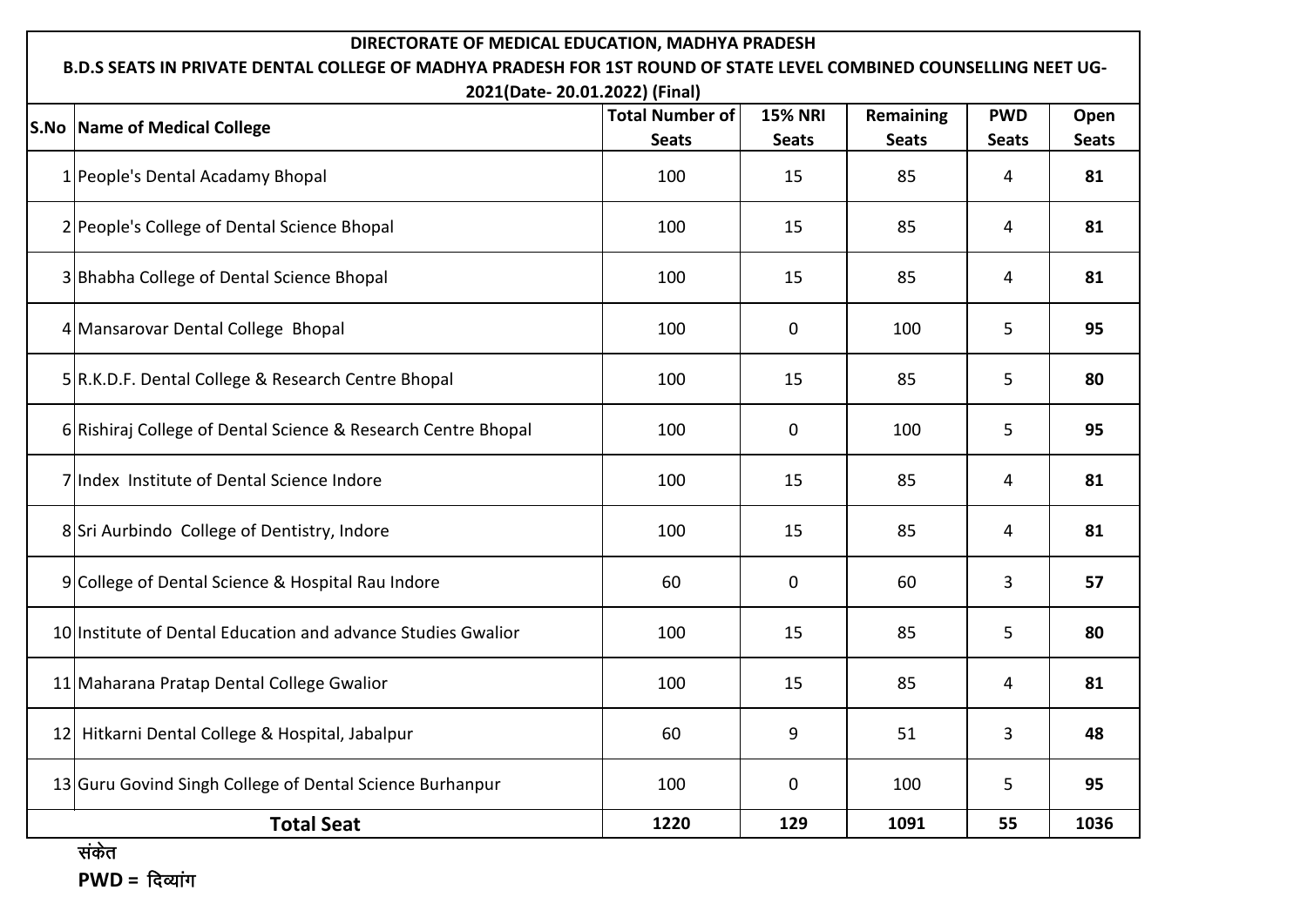**DIRECTORATE OF MEDICAL EDUCATION, MADHYA PRADESH**

**B.D.S SEATS IN PRIVATE DENTAL COLLEGE OF MADHYA PRADESH FOR 1ST ROUND OF STATE LEVEL COMBINED COUNSELLING NEET UG-2021(Date- 20.01.2022) (Final)**

| S.No | Name of Medical College | Total Number of Seats | 15% NRI Seats | Remaining Seats | PWD Seats | Open Seats |
|---|---|---|---|---|---|---|
| 1 | People's Dental Acadamy Bhopal | 100 | 15 | 85 | 4 | **81** |
| 2 | People's College of Dental Science Bhopal | 100 | 15 | 85 | 4 | **81** |
| 3 | Bhabha College of Dental Science Bhopal | 100 | 15 | 85 | 4 | **81** |
| 4 | Mansarovar Dental College Bhopal | 100 | 0 | 100 | 5 | **95** |
| 5 | R.K.D.F. Dental College & Research Centre Bhopal | 100 | 15 | 85 | 5 | **80** |
| 6 | Rishiraj College of Dental Science & Research Centre Bhopal | 100 | 0 | 100 | 5 | **95** |
| 7 | Index Institute of Dental Science Indore | 100 | 15 | 85 | 4 | **81** |
| 8 | Sri Aurbindo College of Dentistry, Indore | 100 | 15 | 85 | 4 | **81** |
| 9 | College of Dental Science & Hospital Rau Indore | 60 | 0 | 60 | 3 | **57** |
| 10 | Institute of Dental Education and advance Studies Gwalior | 100 | 15 | 85 | 5 | **80** |
| 11 | Maharana Pratap Dental College Gwalior | 100 | 15 | 85 | 4 | **81** |
| 12 | Hitkarni Dental College & Hospital, Jabalpur | 60 | 9 | 51 | 3 | **48** |
| 13 | Guru Govind Singh College of Dental Science Burhanpur | 100 | 0 | 100 | 5 | **95** |
| | **Total Seat** | **1220** | **129** | **1091** | **55** | **1036** |

**संकेत**

**PWD = दिव्यांग**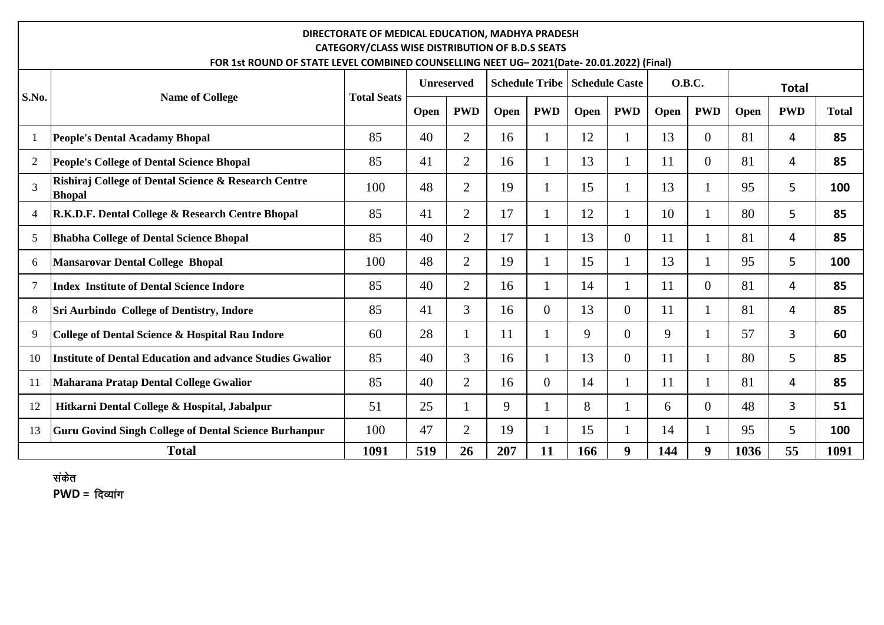**DIRECTORATE OF MEDICAL EDUCATION, MADHYA PRADESH**
**CATEGORY/CLASS WISE DISTRIBUTION OF B.D.S SEATS**
**FOR 1st ROUND OF STATE LEVEL COMBINED COUNSELLING NEET UG– 2021(Date- 20.01.2022) (Final)**

| S.No. | Name of College | Total Seats | Unreserved | | Schedule Tribe | | Schedule Caste | | O.B.C. | | Total | | |
|---|---|---|---|---|---|---|---|---|---|---|---|---|---|
| | | | Open | PWD | Open | PWD | Open | PWD | Open | PWD | Open | PWD | Total |
| 1 | **People's Dental Acadamy Bhopal** | 85 | 40 | 2 | 16 | 1 | 12 | 1 | 13 | 0 | 81 | 4 | **85** |
| 2 | **People's College of Dental Science Bhopal** | 85 | 41 | 2 | 16 | 1 | 13 | 1 | 11 | 0 | 81 | 4 | **85** |
| 3 | **Rishiraj College of Dental Science & Research Centre Bhopal** | 100 | 48 | 2 | 19 | 1 | 15 | 1 | 13 | 1 | 95 | 5 | **100** |
| 4 | **R.K.D.F. Dental College & Research Centre Bhopal** | 85 | 41 | 2 | 17 | 1 | 12 | 1 | 10 | 1 | 80 | 5 | **85** |
| 5 | **Bhabha College of Dental Science Bhopal** | 85 | 40 | 2 | 17 | 1 | 13 | 0 | 11 | 1 | 81 | 4 | **85** |
| 6 | **Mansarovar Dental College Bhopal** | 100 | 48 | 2 | 19 | 1 | 15 | 1 | 13 | 1 | 95 | 5 | **100** |
| 7 | **Index Institute of Dental Science Indore** | 85 | 40 | 2 | 16 | 1 | 14 | 1 | 11 | 0 | 81 | 4 | **85** |
| 8 | **Sri Aurbindo College of Dentistry, Indore** | 85 | 41 | 3 | 16 | 0 | 13 | 0 | 11 | 1 | 81 | 4 | **85** |
| 9 | **College of Dental Science & Hospital Rau Indore** | 60 | 28 | 1 | 11 | 1 | 9 | 0 | 9 | 1 | 57 | 3 | **60** |
| 10 | **Institute of Dental Education and advance Studies Gwalior** | 85 | 40 | 3 | 16 | 1 | 13 | 0 | 11 | 1 | 80 | 5 | **85** |
| 11 | **Maharana Pratap Dental College Gwalior** | 85 | 40 | 2 | 16 | 0 | 14 | 1 | 11 | 1 | 81 | 4 | **85** |
| 12 | **Hitkarni Dental College & Hospital, Jabalpur** | 51 | 25 | 1 | 9 | 1 | 8 | 1 | 6 | 0 | 48 | 3 | **51** |
| 13 | **Guru Govind Singh College of Dental Science Burhanpur** | 100 | 47 | 2 | 19 | 1 | 15 | 1 | 14 | 1 | 95 | 5 | **100** |
| **Total** | | **1091** | **519** | **26** | **207** | **11** | **166** | **9** | **144** | **9** | **1036** | **55** | **1091** |

**संकेत**
**PWD = दिव्यांग**